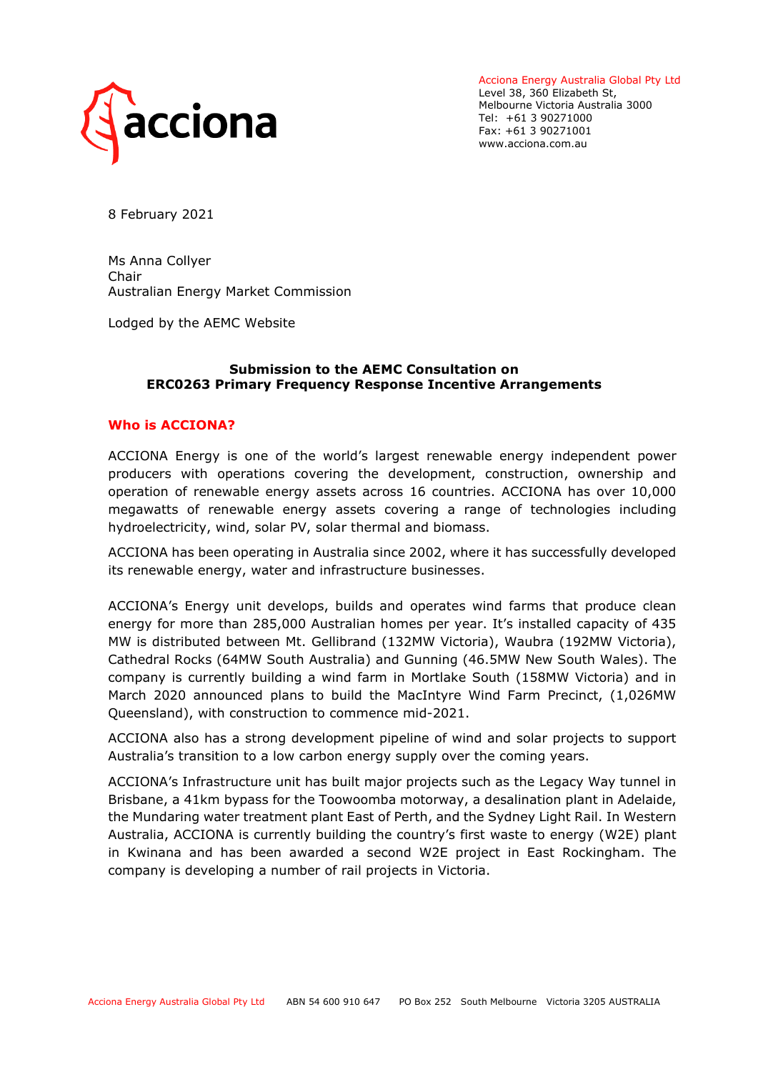Acciona Energy Australia Global Pty Ltd
Level 38, 360 Elizabeth St,
Melbourne Victoria Australia 3000
Tel: +61 3 90271000
Fax: +61 3 90271001
www.acciona.com.au

8 February 2021

Ms Anna Collyer
Chair
Australian Energy Market Commission

Lodged by the AEMC Website

**Submission to the AEMC Consultation on**
**ERC0263 Primary Frequency Response Incentive Arrangements**

## Who is ACCIONA?

ACCIONA Energy is one of the world's largest renewable energy independent power producers with operations covering the development, construction, ownership and operation of renewable energy assets across 16 countries. ACCIONA has over 10,000 megawatts of renewable energy assets covering a range of technologies including hydroelectricity, wind, solar PV, solar thermal and biomass.

ACCIONA has been operating in Australia since 2002, where it has successfully developed its renewable energy, water and infrastructure businesses.

ACCIONA's Energy unit develops, builds and operates wind farms that produce clean energy for more than 285,000 Australian homes per year. It's installed capacity of 435 MW is distributed between Mt. Gellibrand (132MW Victoria), Waubra (192MW Victoria), Cathedral Rocks (64MW South Australia) and Gunning (46.5MW New South Wales). The company is currently building a wind farm in Mortlake South (158MW Victoria) and in March 2020 announced plans to build the MacIntyre Wind Farm Precinct, (1,026MW Queensland), with construction to commence mid-2021.

ACCIONA also has a strong development pipeline of wind and solar projects to support Australia's transition to a low carbon energy supply over the coming years.

ACCIONA's Infrastructure unit has built major projects such as the Legacy Way tunnel in Brisbane, a 41km bypass for the Toowoomba motorway, a desalination plant in Adelaide, the Mundaring water treatment plant East of Perth, and the Sydney Light Rail. In Western Australia, ACCIONA is currently building the country's first waste to energy (W2E) plant in Kwinana and has been awarded a second W2E project in East Rockingham. The company is developing a number of rail projects in Victoria.

Acciona Energy Australia Global Pty Ltd ABN 54 600 910 647 PO Box 252 South Melbourne Victoria 3205 AUSTRALIA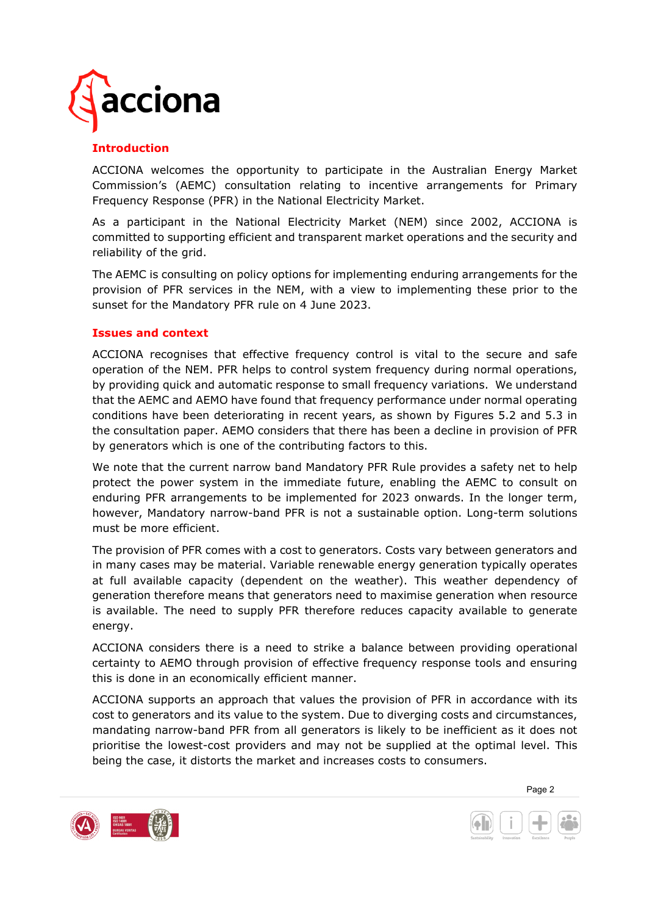## Introduction

ACCIONA welcomes the opportunity to participate in the Australian Energy Market Commission's (AEMC) consultation relating to incentive arrangements for Primary Frequency Response (PFR) in the National Electricity Market.

As a participant in the National Electricity Market (NEM) since 2002, ACCIONA is committed to supporting efficient and transparent market operations and the security and reliability of the grid.

The AEMC is consulting on policy options for implementing enduring arrangements for the provision of PFR services in the NEM, with a view to implementing these prior to the sunset for the Mandatory PFR rule on 4 June 2023.

## Issues and context

ACCIONA recognises that effective frequency control is vital to the secure and safe operation of the NEM. PFR helps to control system frequency during normal operations, by providing quick and automatic response to small frequency variations. We understand that the AEMC and AEMO have found that frequency performance under normal operating conditions have been deteriorating in recent years, as shown by Figures 5.2 and 5.3 in the consultation paper. AEMO considers that there has been a decline in provision of PFR by generators which is one of the contributing factors to this.

We note that the current narrow band Mandatory PFR Rule provides a safety net to help protect the power system in the immediate future, enabling the AEMC to consult on enduring PFR arrangements to be implemented for 2023 onwards. In the longer term, however, Mandatory narrow-band PFR is not a sustainable option. Long-term solutions must be more efficient.

The provision of PFR comes with a cost to generators. Costs vary between generators and in many cases may be material. Variable renewable energy generation typically operates at full available capacity (dependent on the weather). This weather dependency of generation therefore means that generators need to maximise generation when resource is available. The need to supply PFR therefore reduces capacity available to generate energy.

ACCIONA considers there is a need to strike a balance between providing operational certainty to AEMO through provision of effective frequency response tools and ensuring this is done in an economically efficient manner.

ACCIONA supports an approach that values the provision of PFR in accordance with its cost to generators and its value to the system. Due to diverging costs and circumstances, mandating narrow-band PFR from all generators is likely to be inefficient as it does not prioritise the lowest-cost providers and may not be supplied at the optimal level. This being the case, it distorts the market and increases costs to consumers.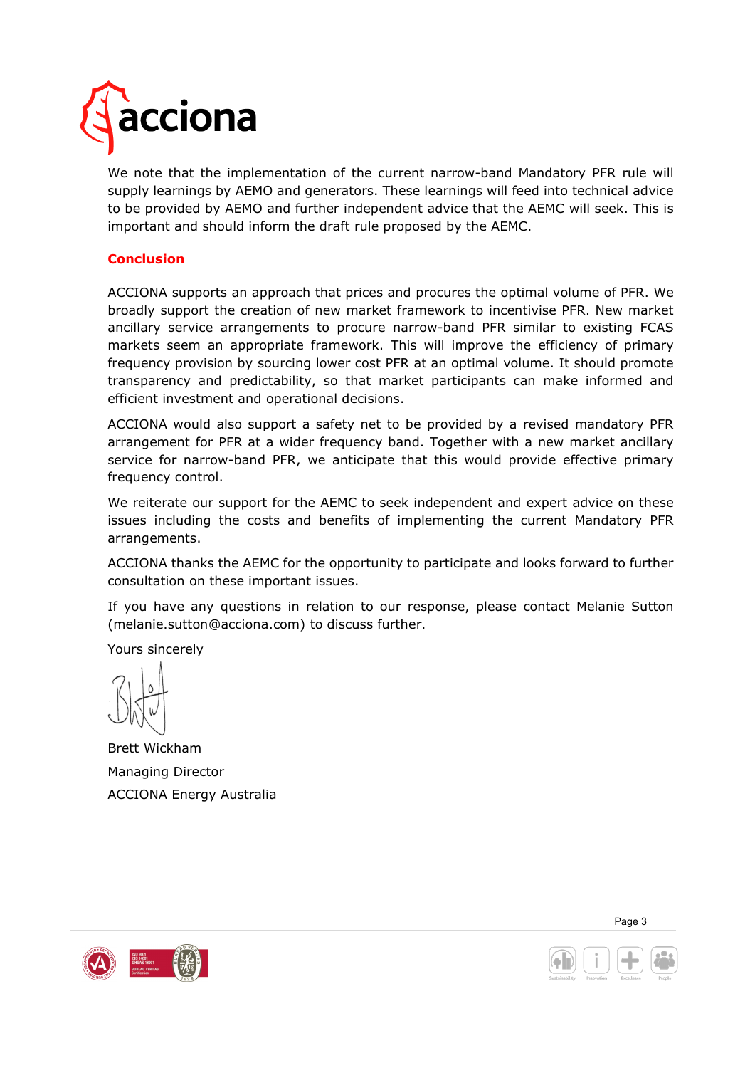We note that the implementation of the current narrow-band Mandatory PFR rule will supply learnings by AEMO and generators. These learnings will feed into technical advice to be provided by AEMO and further independent advice that the AEMC will seek. This is important and should inform the draft rule proposed by the AEMC.

## Conclusion

ACCIONA supports an approach that prices and procures the optimal volume of PFR. We broadly support the creation of new market framework to incentivise PFR. New market ancillary service arrangements to procure narrow-band PFR similar to existing FCAS markets seem an appropriate framework. This will improve the efficiency of primary frequency provision by sourcing lower cost PFR at an optimal volume. It should promote transparency and predictability, so that market participants can make informed and efficient investment and operational decisions.

ACCIONA would also support a safety net to be provided by a revised mandatory PFR arrangement for PFR at a wider frequency band. Together with a new market ancillary service for narrow-band PFR, we anticipate that this would provide effective primary frequency control.

We reiterate our support for the AEMC to seek independent and expert advice on these issues including the costs and benefits of implementing the current Mandatory PFR arrangements.

ACCIONA thanks the AEMC for the opportunity to participate and looks forward to further consultation on these important issues.

If you have any questions in relation to our response, please contact Melanie Sutton (melanie.sutton@acciona.com) to discuss further.

Yours sincerely

Brett Wickham
Managing Director
ACCIONA Energy Australia